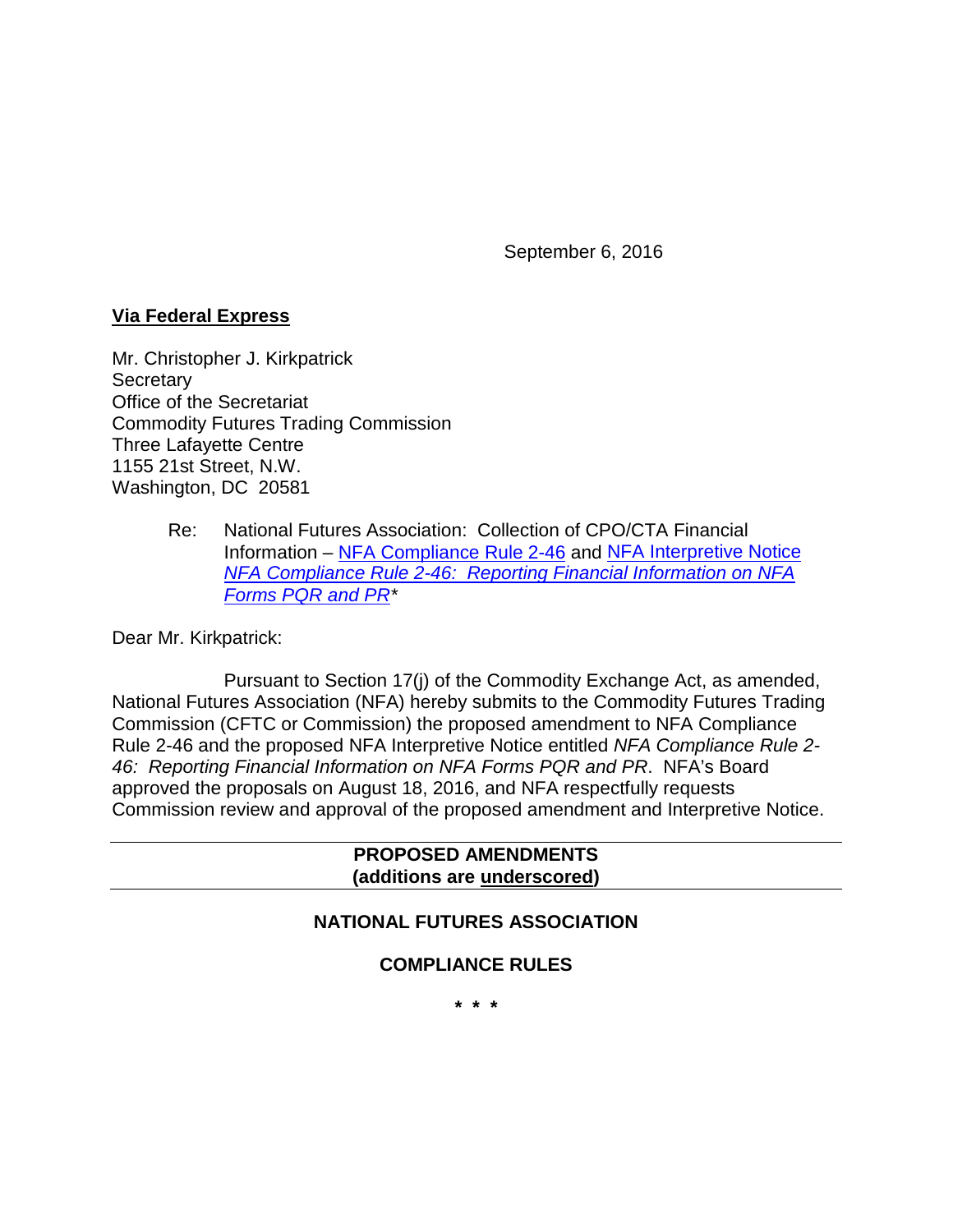September 6, 2016

**<u>Via Federal Express</u>**

Mr. Christopher J. Kirkpatrick
Secretary
Office of the Secretariat
Commodity Futures Trading Commission
Three Lafayette Centre
1155 21st Street, N.W.
Washington, DC 20581

Re: National Futures Association: Collection of CPO/CTA Financial Information – NFA Compliance Rule 2-46 and NFA Interpretive Notice *NFA Compliance Rule 2-46: Reporting Financial Information on NFA Forms PQR and PR**

Dear Mr. Kirkpatrick:

Pursuant to Section 17(j) of the Commodity Exchange Act, as amended, National Futures Association (NFA) hereby submits to the Commodity Futures Trading Commission (CFTC or Commission) the proposed amendment to NFA Compliance Rule 2-46 and the proposed NFA Interpretive Notice entitled *NFA Compliance Rule 2-46: Reporting Financial Information on NFA Forms PQR and PR*. NFA's Board approved the proposals on August 18, 2016, and NFA respectfully requests Commission review and approval of the proposed amendment and Interpretive Notice.

---

**PROPOSED AMENDMENTS**
**(additions are <u>underscored</u>)**

---

**NATIONAL FUTURES ASSOCIATION**

**COMPLIANCE RULES**

**\* \* \***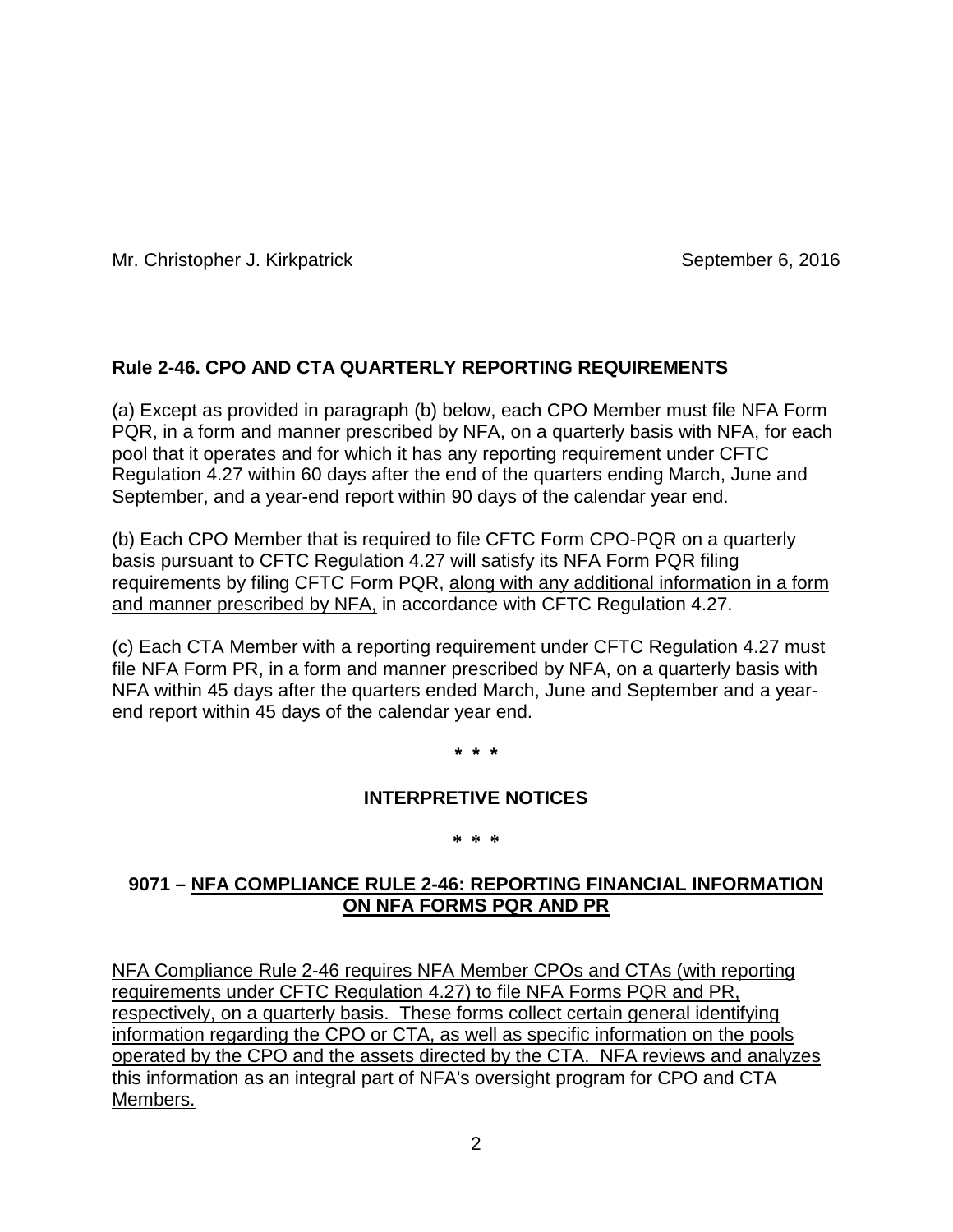Mr. Christopher J. Kirkpatrick September 6, 2016

**Rule 2-46. CPO AND CTA QUARTERLY REPORTING REQUIREMENTS**

(a) Except as provided in paragraph (b) below, each CPO Member must file NFA Form PQR, in a form and manner prescribed by NFA, on a quarterly basis with NFA, for each pool that it operates and for which it has any reporting requirement under CFTC Regulation 4.27 within 60 days after the end of the quarters ending March, June and September, and a year-end report within 90 days of the calendar year end.

(b) Each CPO Member that is required to file CFTC Form CPO-PQR on a quarterly basis pursuant to CFTC Regulation 4.27 will satisfy its NFA Form PQR filing requirements by filing CFTC Form PQR, <u>along with any additional information in a form and manner prescribed by NFA,</u> in accordance with CFTC Regulation 4.27.

(c) Each CTA Member with a reporting requirement under CFTC Regulation 4.27 must file NFA Form PR, in a form and manner prescribed by NFA, on a quarterly basis with NFA within 45 days after the quarters ended March, June and September and a year-end report within 45 days of the calendar year end.

**\* \* \***

**INTERPRETIVE NOTICES**

**\* \* \***

**9071 – <u>NFA COMPLIANCE RULE 2-46: REPORTING FINANCIAL INFORMATION ON NFA FORMS PQR AND PR</u>**

<u>NFA Compliance Rule 2-46 requires NFA Member CPOs and CTAs (with reporting requirements under CFTC Regulation 4.27) to file NFA Forms PQR and PR, respectively, on a quarterly basis. These forms collect certain general identifying information regarding the CPO or CTA, as well as specific information on the pools operated by the CPO and the assets directed by the CTA. NFA reviews and analyzes this information as an integral part of NFA's oversight program for CPO and CTA Members.</u>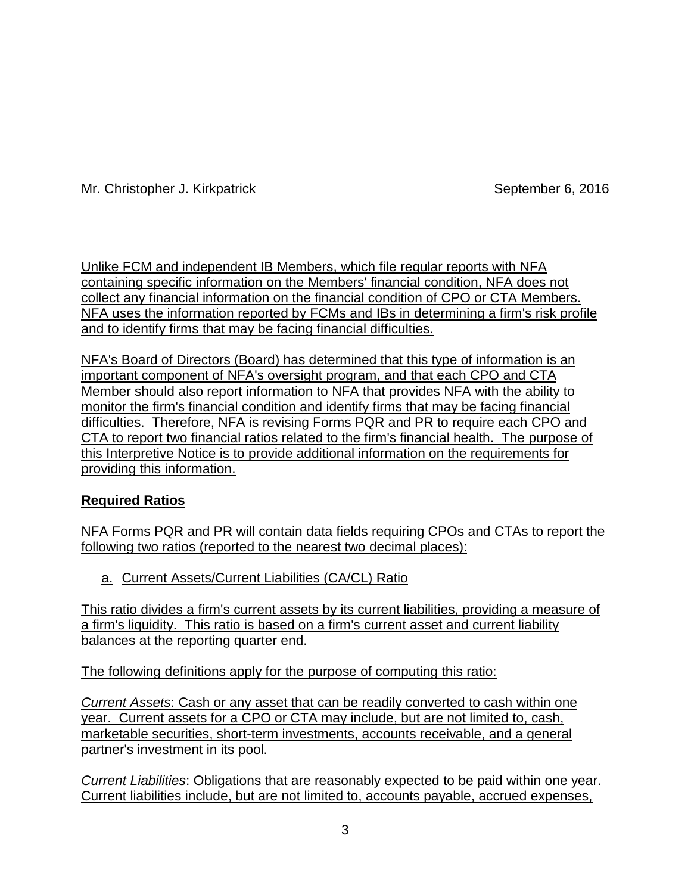Unlike FCM and independent IB Members, which file regular reports with NFA containing specific information on the Members' financial condition, NFA does not collect any financial information on the financial condition of CPO or CTA Members. NFA uses the information reported by FCMs and IBs in determining a firm's risk profile and to identify firms that may be facing financial difficulties.

NFA's Board of Directors (Board) has determined that this type of information is an important component of NFA's oversight program, and that each CPO and CTA Member should also report information to NFA that provides NFA with the ability to monitor the firm's financial condition and identify firms that may be facing financial difficulties. Therefore, NFA is revising Forms PQR and PR to require each CPO and CTA to report two financial ratios related to the firm's financial health. The purpose of this Interpretive Notice is to provide additional information on the requirements for providing this information.

**Required Ratios**

NFA Forms PQR and PR will contain data fields requiring CPOs and CTAs to report the following two ratios (reported to the nearest two decimal places):

a. Current Assets/Current Liabilities (CA/CL) Ratio

This ratio divides a firm's current assets by its current liabilities, providing a measure of a firm's liquidity. This ratio is based on a firm's current asset and current liability balances at the reporting quarter end.

The following definitions apply for the purpose of computing this ratio:

*Current Assets*: Cash or any asset that can be readily converted to cash within one year. Current assets for a CPO or CTA may include, but are not limited to, cash, marketable securities, short-term investments, accounts receivable, and a general partner's investment in its pool.

*Current Liabilities*: Obligations that are reasonably expected to be paid within one year. Current liabilities include, but are not limited to, accounts payable, accrued expenses,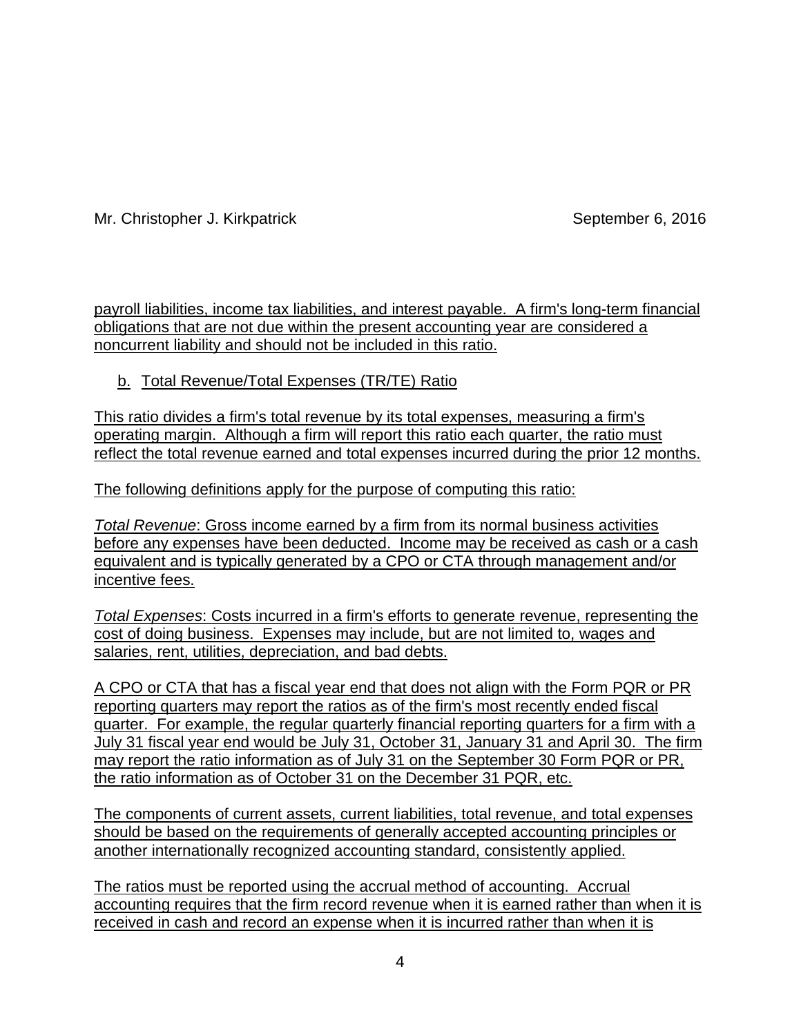payroll liabilities, income tax liabilities, and interest payable. A firm's long-term financial obligations that are not due within the present accounting year are considered a noncurrent liability and should not be included in this ratio.

b. Total Revenue/Total Expenses (TR/TE) Ratio

This ratio divides a firm's total revenue by its total expenses, measuring a firm's operating margin. Although a firm will report this ratio each quarter, the ratio must reflect the total revenue earned and total expenses incurred during the prior 12 months.

The following definitions apply for the purpose of computing this ratio:

*Total Revenue*: Gross income earned by a firm from its normal business activities before any expenses have been deducted. Income may be received as cash or a cash equivalent and is typically generated by a CPO or CTA through management and/or incentive fees.

*Total Expenses*: Costs incurred in a firm's efforts to generate revenue, representing the cost of doing business. Expenses may include, but are not limited to, wages and salaries, rent, utilities, depreciation, and bad debts.

A CPO or CTA that has a fiscal year end that does not align with the Form PQR or PR reporting quarters may report the ratios as of the firm's most recently ended fiscal quarter. For example, the regular quarterly financial reporting quarters for a firm with a July 31 fiscal year end would be July 31, October 31, January 31 and April 30. The firm may report the ratio information as of July 31 on the September 30 Form PQR or PR, the ratio information as of October 31 on the December 31 PQR, etc.

The components of current assets, current liabilities, total revenue, and total expenses should be based on the requirements of generally accepted accounting principles or another internationally recognized accounting standard, consistently applied.

The ratios must be reported using the accrual method of accounting. Accrual accounting requires that the firm record revenue when it is earned rather than when it is received in cash and record an expense when it is incurred rather than when it is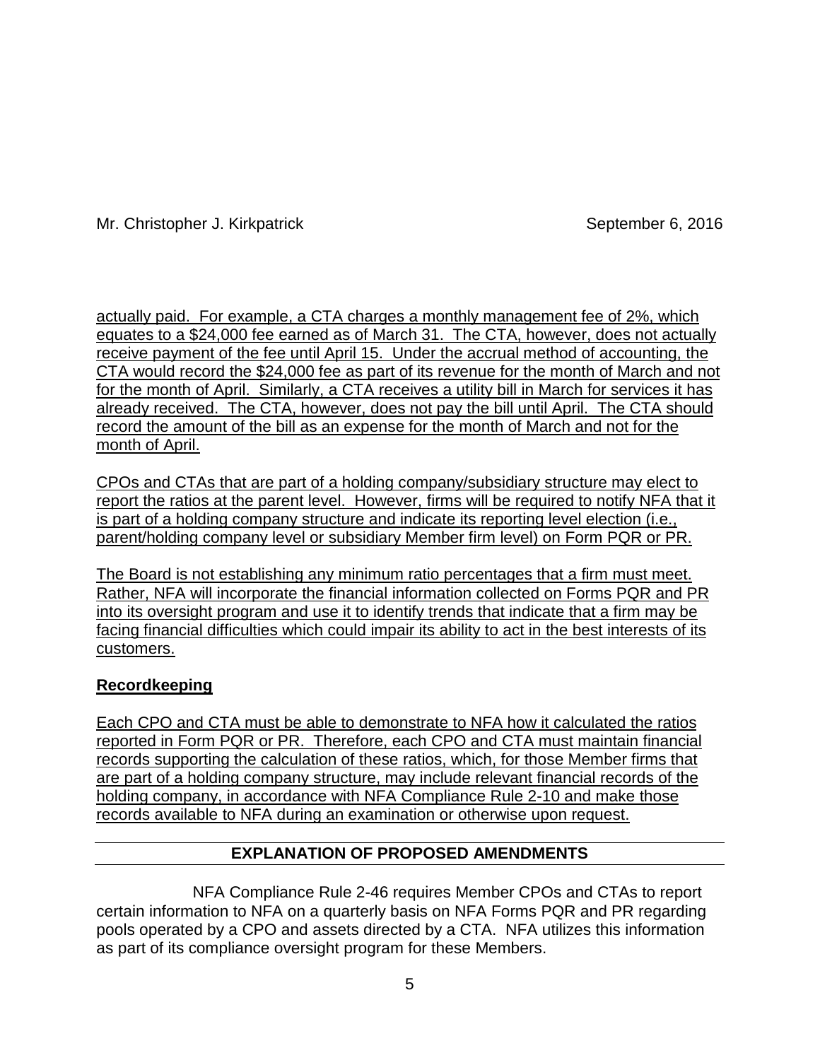actually paid. For example, a CTA charges a monthly management fee of 2%, which equates to a $24,000 fee earned as of March 31. The CTA, however, does not actually receive payment of the fee until April 15. Under the accrual method of accounting, the CTA would record the $24,000 fee as part of its revenue for the month of March and not for the month of April. Similarly, a CTA receives a utility bill in March for services it has already received. The CTA, however, does not pay the bill until April. The CTA should record the amount of the bill as an expense for the month of March and not for the month of April.

CPOs and CTAs that are part of a holding company/subsidiary structure may elect to report the ratios at the parent level. However, firms will be required to notify NFA that it is part of a holding company structure and indicate its reporting level election (i.e., parent/holding company level or subsidiary Member firm level) on Form PQR or PR.

The Board is not establishing any minimum ratio percentages that a firm must meet. Rather, NFA will incorporate the financial information collected on Forms PQR and PR into its oversight program and use it to identify trends that indicate that a firm may be facing financial difficulties which could impair its ability to act in the best interests of its customers.

**Recordkeeping**

Each CPO and CTA must be able to demonstrate to NFA how it calculated the ratios reported in Form PQR or PR. Therefore, each CPO and CTA must maintain financial records supporting the calculation of these ratios, which, for those Member firms that are part of a holding company structure, may include relevant financial records of the holding company, in accordance with NFA Compliance Rule 2-10 and make those records available to NFA during an examination or otherwise upon request.

## EXPLANATION OF PROPOSED AMENDMENTS

NFA Compliance Rule 2-46 requires Member CPOs and CTAs to report certain information to NFA on a quarterly basis on NFA Forms PQR and PR regarding pools operated by a CPO and assets directed by a CTA. NFA utilizes this information as part of its compliance oversight program for these Members.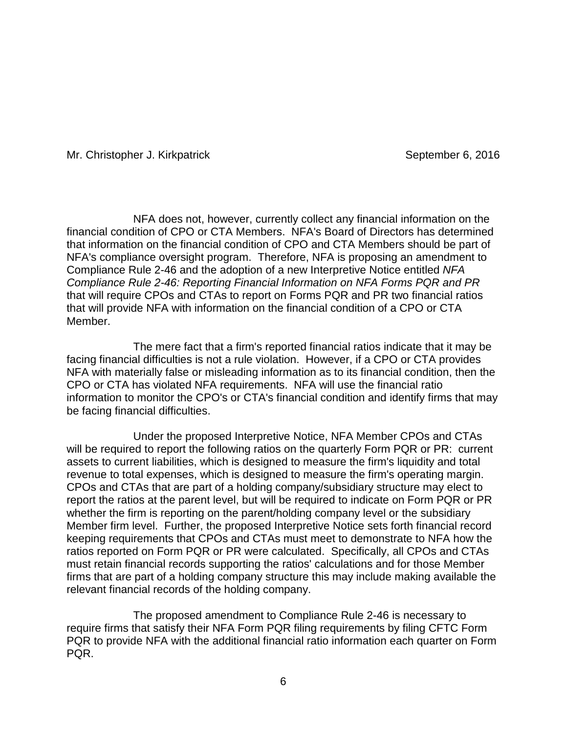NFA does not, however, currently collect any financial information on the financial condition of CPO or CTA Members. NFA's Board of Directors has determined that information on the financial condition of CPO and CTA Members should be part of NFA's compliance oversight program. Therefore, NFA is proposing an amendment to Compliance Rule 2-46 and the adoption of a new Interpretive Notice entitled *NFA Compliance Rule 2-46: Reporting Financial Information on NFA Forms PQR and PR* that will require CPOs and CTAs to report on Forms PQR and PR two financial ratios that will provide NFA with information on the financial condition of a CPO or CTA Member.

The mere fact that a firm's reported financial ratios indicate that it may be facing financial difficulties is not a rule violation. However, if a CPO or CTA provides NFA with materially false or misleading information as to its financial condition, then the CPO or CTA has violated NFA requirements. NFA will use the financial ratio information to monitor the CPO's or CTA's financial condition and identify firms that may be facing financial difficulties.

Under the proposed Interpretive Notice, NFA Member CPOs and CTAs will be required to report the following ratios on the quarterly Form PQR or PR: current assets to current liabilities, which is designed to measure the firm's liquidity and total revenue to total expenses, which is designed to measure the firm's operating margin. CPOs and CTAs that are part of a holding company/subsidiary structure may elect to report the ratios at the parent level, but will be required to indicate on Form PQR or PR whether the firm is reporting on the parent/holding company level or the subsidiary Member firm level. Further, the proposed Interpretive Notice sets forth financial record keeping requirements that CPOs and CTAs must meet to demonstrate to NFA how the ratios reported on Form PQR or PR were calculated. Specifically, all CPOs and CTAs must retain financial records supporting the ratios' calculations and for those Member firms that are part of a holding company structure this may include making available the relevant financial records of the holding company.

The proposed amendment to Compliance Rule 2-46 is necessary to require firms that satisfy their NFA Form PQR filing requirements by filing CFTC Form PQR to provide NFA with the additional financial ratio information each quarter on Form PQR.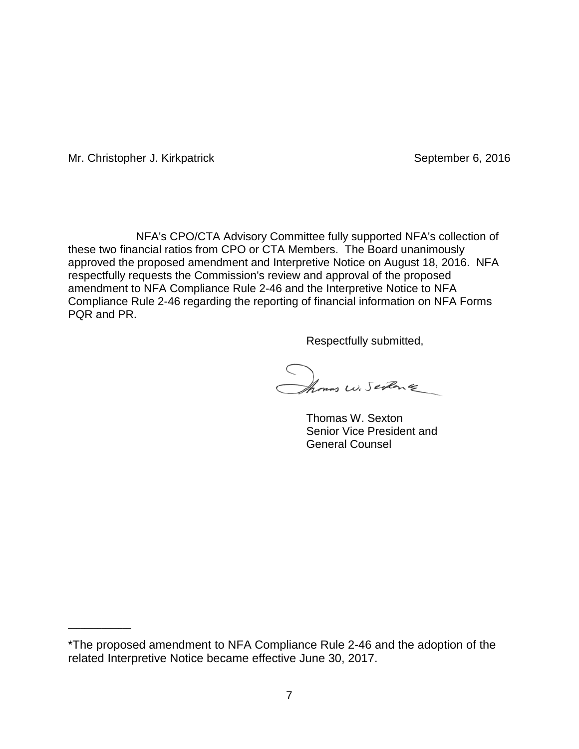Mr. Christopher J. Kirkpatrick September 6, 2016

NFA's CPO/CTA Advisory Committee fully supported NFA's collection of these two financial ratios from CPO or CTA Members. The Board unanimously approved the proposed amendment and Interpretive Notice on August 18, 2016. NFA respectfully requests the Commission's review and approval of the proposed amendment to NFA Compliance Rule 2-46 and the Interpretive Notice to NFA Compliance Rule 2-46 regarding the reporting of financial information on NFA Forms PQR and PR.

Respectfully submitted,

Thomas W. Sexton
Senior Vice President and
General Counsel

---

*The proposed amendment to NFA Compliance Rule 2-46 and the adoption of the related Interpretive Notice became effective June 30, 2017.